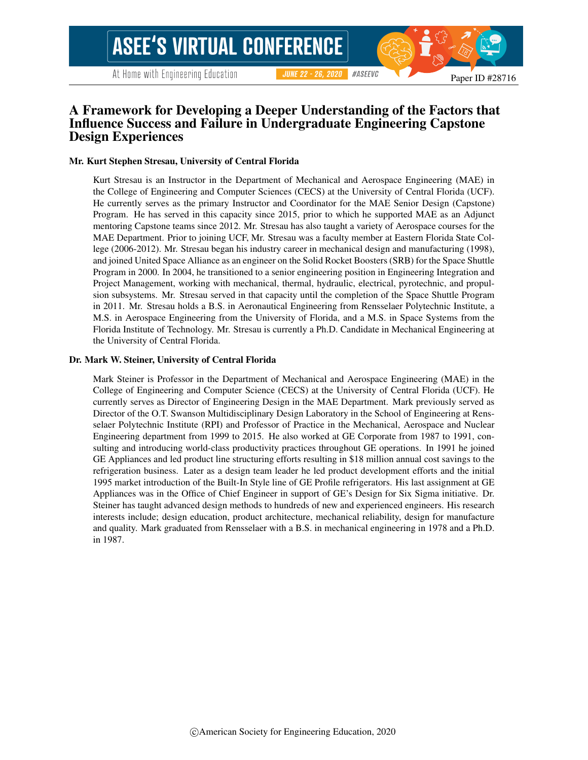Paper ID #28716

# A Framework for Developing a Deeper Understanding of the Factors that Influence Success and Failure in Undergraduate Engineering Capstone Design Experiences

### Mr. Kurt Stephen Stresau, University of Central Florida

Kurt Stresau is an Instructor in the Department of Mechanical and Aerospace Engineering (MAE) in the College of Engineering and Computer Sciences (CECS) at the University of Central Florida (UCF). He currently serves as the primary Instructor and Coordinator for the MAE Senior Design (Capstone) Program. He has served in this capacity since 2015, prior to which he supported MAE as an Adjunct mentoring Capstone teams since 2012. Mr. Stresau has also taught a variety of Aerospace courses for the MAE Department. Prior to joining UCF, Mr. Stresau was a faculty member at Eastern Florida State College (2006-2012). Mr. Stresau began his industry career in mechanical design and manufacturing (1998), and joined United Space Alliance as an engineer on the Solid Rocket Boosters (SRB) for the Space Shuttle Program in 2000. In 2004, he transitioned to a senior engineering position in Engineering Integration and Project Management, working with mechanical, thermal, hydraulic, electrical, pyrotechnic, and propulsion subsystems. Mr. Stresau served in that capacity until the completion of the Space Shuttle Program in 2011. Mr. Stresau holds a B.S. in Aeronautical Engineering from Rensselaer Polytechnic Institute, a M.S. in Aerospace Engineering from the University of Florida, and a M.S. in Space Systems from the Florida Institute of Technology. Mr. Stresau is currently a Ph.D. Candidate in Mechanical Engineering at the University of Central Florida.

### Dr. Mark W. Steiner, University of Central Florida

Mark Steiner is Professor in the Department of Mechanical and Aerospace Engineering (MAE) in the College of Engineering and Computer Science (CECS) at the University of Central Florida (UCF). He currently serves as Director of Engineering Design in the MAE Department. Mark previously served as Director of the O.T. Swanson Multidisciplinary Design Laboratory in the School of Engineering at Rensselaer Polytechnic Institute (RPI) and Professor of Practice in the Mechanical, Aerospace and Nuclear Engineering department from 1999 to 2015. He also worked at GE Corporate from 1987 to 1991, consulting and introducing world-class productivity practices throughout GE operations. In 1991 he joined GE Appliances and led product line structuring efforts resulting in $18 million annual cost savings to the refrigeration business. Later as a design team leader he led product development efforts and the initial 1995 market introduction of the Built-In Style line of GE Profile refrigerators. His last assignment at GE Appliances was in the Office of Chief Engineer in support of GE's Design for Six Sigma initiative. Dr. Steiner has taught advanced design methods to hundreds of new and experienced engineers. His research interests include; design education, product architecture, mechanical reliability, design for manufacture and quality. Mark graduated from Rensselaer with a B.S. in mechanical engineering in 1978 and a Ph.D. in 1987.

©American Society for Engineering Education, 2020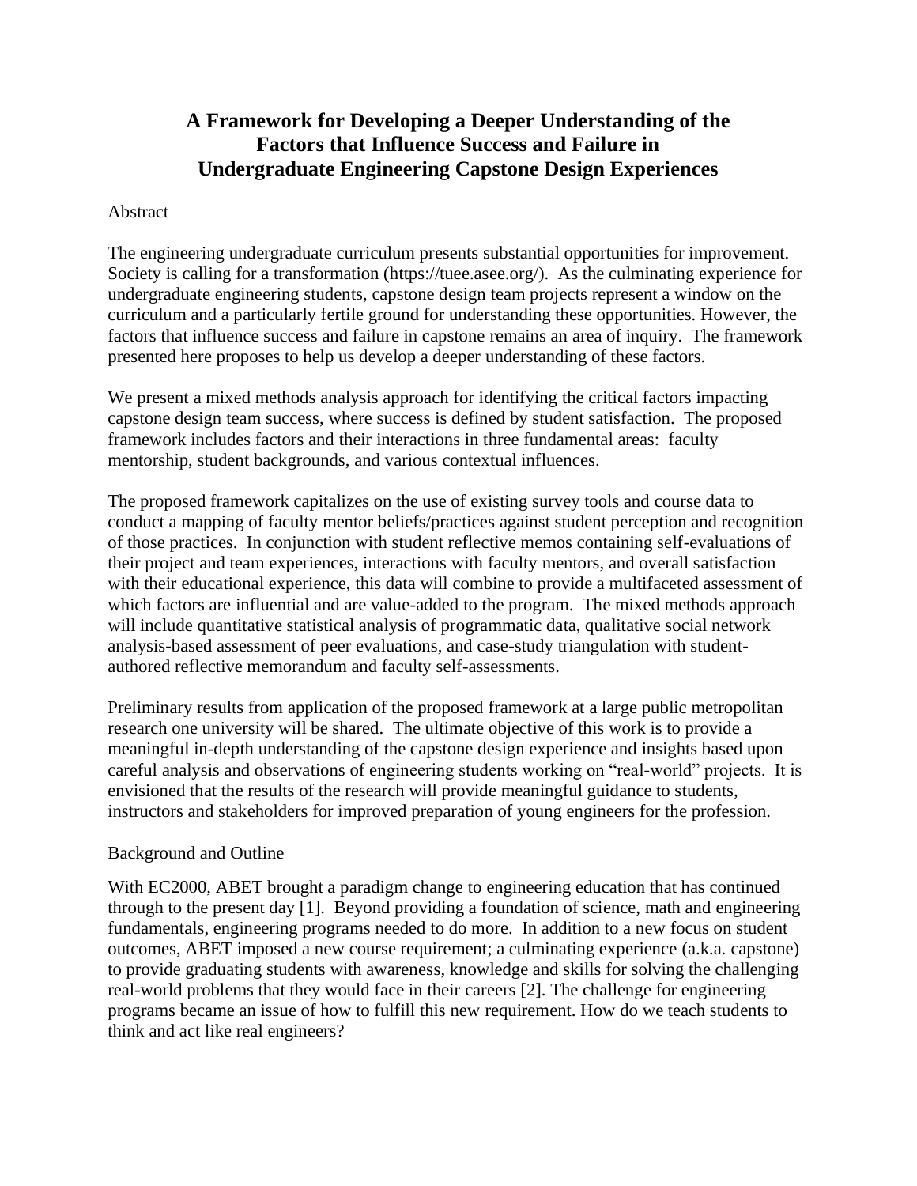# A Framework for Developing a Deeper Understanding of the Factors that Influence Success and Failure in Undergraduate Engineering Capstone Design Experiences

## Abstract

The engineering undergraduate curriculum presents substantial opportunities for improvement. Society is calling for a transformation (https://tuee.asee.org/). As the culminating experience for undergraduate engineering students, capstone design team projects represent a window on the curriculum and a particularly fertile ground for understanding these opportunities. However, the factors that influence success and failure in capstone remains an area of inquiry. The framework presented here proposes to help us develop a deeper understanding of these factors.

We present a mixed methods analysis approach for identifying the critical factors impacting capstone design team success, where success is defined by student satisfaction. The proposed framework includes factors and their interactions in three fundamental areas: faculty mentorship, student backgrounds, and various contextual influences.

The proposed framework capitalizes on the use of existing survey tools and course data to conduct a mapping of faculty mentor beliefs/practices against student perception and recognition of those practices. In conjunction with student reflective memos containing self-evaluations of their project and team experiences, interactions with faculty mentors, and overall satisfaction with their educational experience, this data will combine to provide a multifaceted assessment of which factors are influential and are value-added to the program. The mixed methods approach will include quantitative statistical analysis of programmatic data, qualitative social network analysis-based assessment of peer evaluations, and case-study triangulation with student-authored reflective memorandum and faculty self-assessments.

Preliminary results from application of the proposed framework at a large public metropolitan research one university will be shared. The ultimate objective of this work is to provide a meaningful in-depth understanding of the capstone design experience and insights based upon careful analysis and observations of engineering students working on "real-world" projects. It is envisioned that the results of the research will provide meaningful guidance to students, instructors and stakeholders for improved preparation of young engineers for the profession.

## Background and Outline

With EC2000, ABET brought a paradigm change to engineering education that has continued through to the present day [1]. Beyond providing a foundation of science, math and engineering fundamentals, engineering programs needed to do more. In addition to a new focus on student outcomes, ABET imposed a new course requirement; a culminating experience (a.k.a. capstone) to provide graduating students with awareness, knowledge and skills for solving the challenging real-world problems that they would face in their careers [2]. The challenge for engineering programs became an issue of how to fulfill this new requirement. How do we teach students to think and act like real engineers?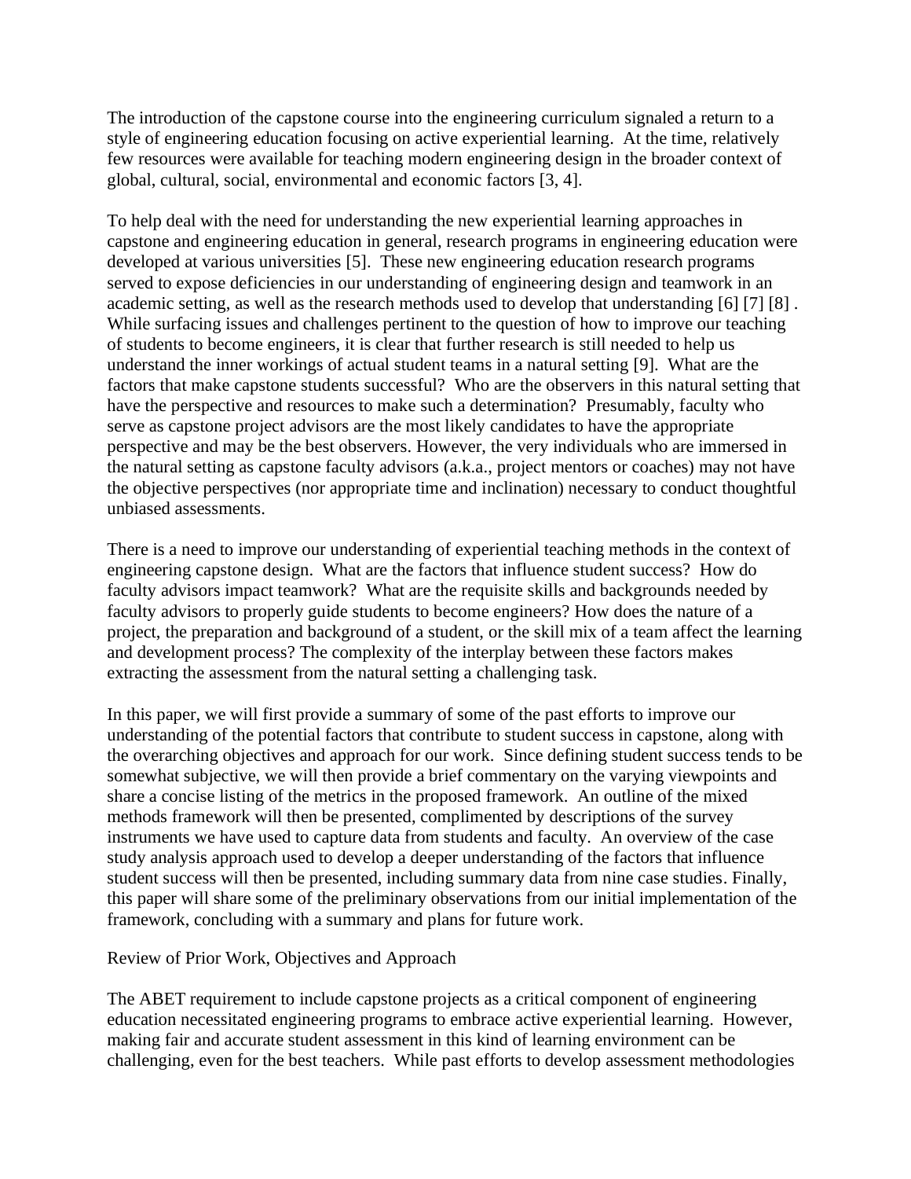The introduction of the capstone course into the engineering curriculum signaled a return to a style of engineering education focusing on active experiential learning. At the time, relatively few resources were available for teaching modern engineering design in the broader context of global, cultural, social, environmental and economic factors [3, 4].

To help deal with the need for understanding the new experiential learning approaches in capstone and engineering education in general, research programs in engineering education were developed at various universities [5]. These new engineering education research programs served to expose deficiencies in our understanding of engineering design and teamwork in an academic setting, as well as the research methods used to develop that understanding [6] [7] [8] . While surfacing issues and challenges pertinent to the question of how to improve our teaching of students to become engineers, it is clear that further research is still needed to help us understand the inner workings of actual student teams in a natural setting [9]. What are the factors that make capstone students successful? Who are the observers in this natural setting that have the perspective and resources to make such a determination? Presumably, faculty who serve as capstone project advisors are the most likely candidates to have the appropriate perspective and may be the best observers. However, the very individuals who are immersed in the natural setting as capstone faculty advisors (a.k.a., project mentors or coaches) may not have the objective perspectives (nor appropriate time and inclination) necessary to conduct thoughtful unbiased assessments.

There is a need to improve our understanding of experiential teaching methods in the context of engineering capstone design. What are the factors that influence student success? How do faculty advisors impact teamwork? What are the requisite skills and backgrounds needed by faculty advisors to properly guide students to become engineers? How does the nature of a project, the preparation and background of a student, or the skill mix of a team affect the learning and development process? The complexity of the interplay between these factors makes extracting the assessment from the natural setting a challenging task.

In this paper, we will first provide a summary of some of the past efforts to improve our understanding of the potential factors that contribute to student success in capstone, along with the overarching objectives and approach for our work. Since defining student success tends to be somewhat subjective, we will then provide a brief commentary on the varying viewpoints and share a concise listing of the metrics in the proposed framework. An outline of the mixed methods framework will then be presented, complimented by descriptions of the survey instruments we have used to capture data from students and faculty. An overview of the case study analysis approach used to develop a deeper understanding of the factors that influence student success will then be presented, including summary data from nine case studies. Finally, this paper will share some of the preliminary observations from our initial implementation of the framework, concluding with a summary and plans for future work.

## Review of Prior Work, Objectives and Approach

The ABET requirement to include capstone projects as a critical component of engineering education necessitated engineering programs to embrace active experiential learning. However, making fair and accurate student assessment in this kind of learning environment can be challenging, even for the best teachers. While past efforts to develop assessment methodologies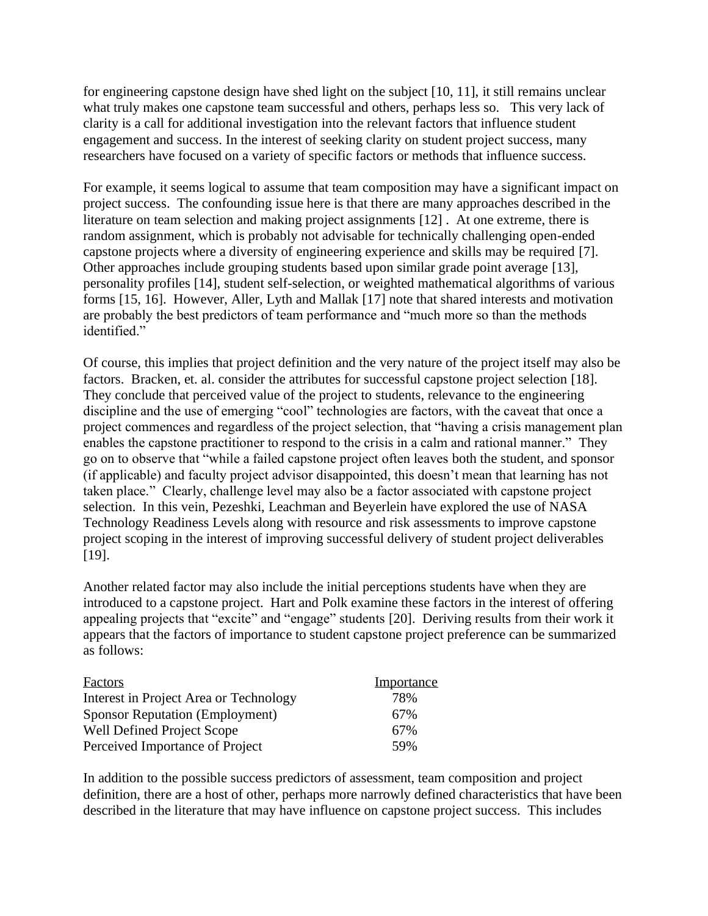for engineering capstone design have shed light on the subject [10, 11], it still remains unclear what truly makes one capstone team successful and others, perhaps less so. This very lack of clarity is a call for additional investigation into the relevant factors that influence student engagement and success. In the interest of seeking clarity on student project success, many researchers have focused on a variety of specific factors or methods that influence success.

For example, it seems logical to assume that team composition may have a significant impact on project success. The confounding issue here is that there are many approaches described in the literature on team selection and making project assignments [12] . At one extreme, there is random assignment, which is probably not advisable for technically challenging open-ended capstone projects where a diversity of engineering experience and skills may be required [7]. Other approaches include grouping students based upon similar grade point average [13], personality profiles [14], student self-selection, or weighted mathematical algorithms of various forms [15, 16]. However, Aller, Lyth and Mallak [17] note that shared interests and motivation are probably the best predictors of team performance and "much more so than the methods identified."

Of course, this implies that project definition and the very nature of the project itself may also be factors. Bracken, et. al. consider the attributes for successful capstone project selection [18]. They conclude that perceived value of the project to students, relevance to the engineering discipline and the use of emerging "cool" technologies are factors, with the caveat that once a project commences and regardless of the project selection, that "having a crisis management plan enables the capstone practitioner to respond to the crisis in a calm and rational manner." They go on to observe that "while a failed capstone project often leaves both the student, and sponsor (if applicable) and faculty project advisor disappointed, this doesn't mean that learning has not taken place." Clearly, challenge level may also be a factor associated with capstone project selection. In this vein, Pezeshki, Leachman and Beyerlein have explored the use of NASA Technology Readiness Levels along with resource and risk assessments to improve capstone project scoping in the interest of improving successful delivery of student project deliverables [19].

Another related factor may also include the initial perceptions students have when they are introduced to a capstone project. Hart and Polk examine these factors in the interest of offering appealing projects that "excite" and "engage" students [20]. Deriving results from their work it appears that the factors of importance to student capstone project preference can be summarized as follows:

| Factors | Importance |
|---|---|
| Interest in Project Area or Technology | 78% |
| Sponsor Reputation (Employment) | 67% |
| Well Defined Project Scope | 67% |
| Perceived Importance of Project | 59% |

In addition to the possible success predictors of assessment, team composition and project definition, there are a host of other, perhaps more narrowly defined characteristics that have been described in the literature that may have influence on capstone project success. This includes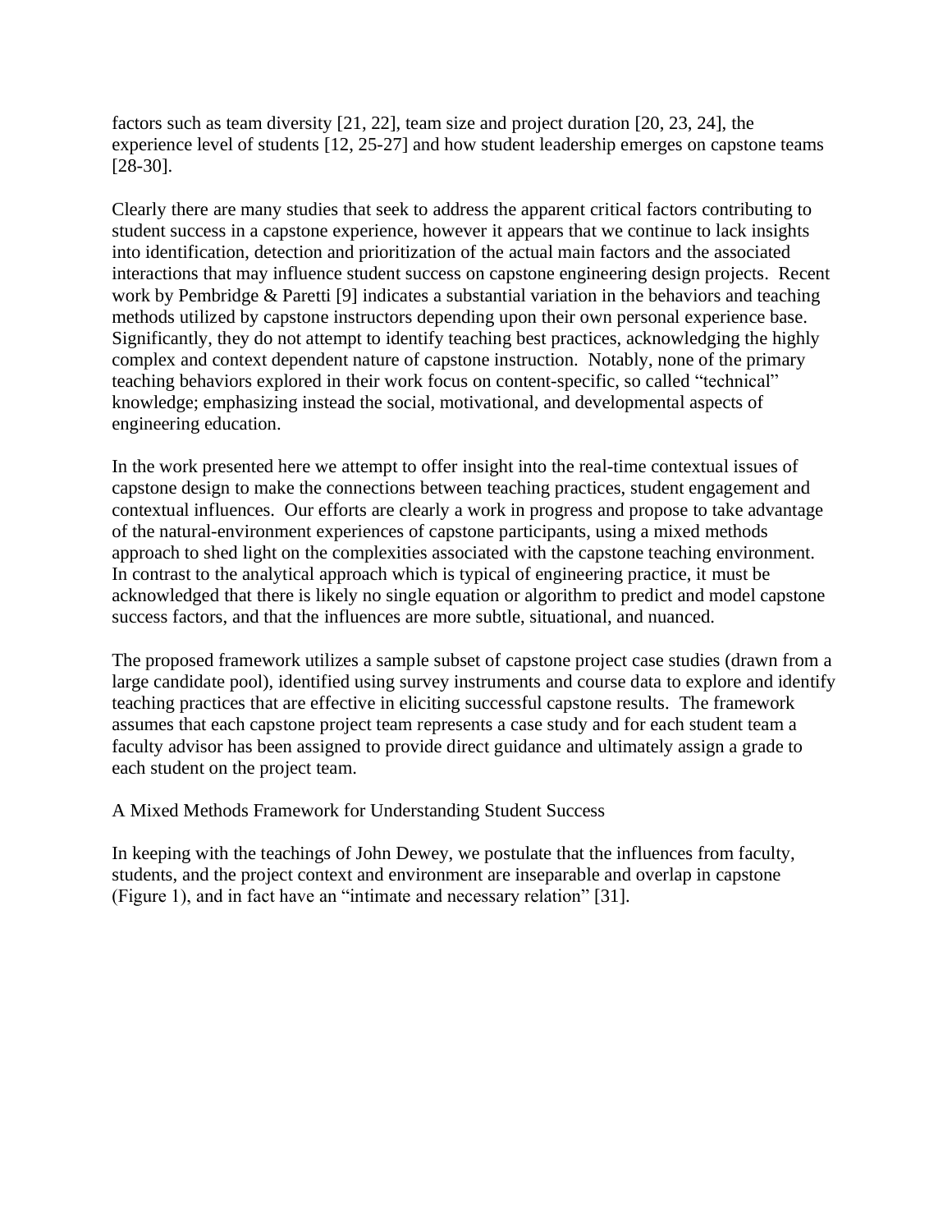factors such as team diversity [21, 22], team size and project duration [20, 23, 24], the experience level of students [12, 25-27] and how student leadership emerges on capstone teams [28-30].

Clearly there are many studies that seek to address the apparent critical factors contributing to student success in a capstone experience, however it appears that we continue to lack insights into identification, detection and prioritization of the actual main factors and the associated interactions that may influence student success on capstone engineering design projects. Recent work by Pembridge & Paretti [9] indicates a substantial variation in the behaviors and teaching methods utilized by capstone instructors depending upon their own personal experience base. Significantly, they do not attempt to identify teaching best practices, acknowledging the highly complex and context dependent nature of capstone instruction. Notably, none of the primary teaching behaviors explored in their work focus on content-specific, so called "technical" knowledge; emphasizing instead the social, motivational, and developmental aspects of engineering education.

In the work presented here we attempt to offer insight into the real-time contextual issues of capstone design to make the connections between teaching practices, student engagement and contextual influences. Our efforts are clearly a work in progress and propose to take advantage of the natural-environment experiences of capstone participants, using a mixed methods approach to shed light on the complexities associated with the capstone teaching environment. In contrast to the analytical approach which is typical of engineering practice, it must be acknowledged that there is likely no single equation or algorithm to predict and model capstone success factors, and that the influences are more subtle, situational, and nuanced.

The proposed framework utilizes a sample subset of capstone project case studies (drawn from a large candidate pool), identified using survey instruments and course data to explore and identify teaching practices that are effective in eliciting successful capstone results. The framework assumes that each capstone project team represents a case study and for each student team a faculty advisor has been assigned to provide direct guidance and ultimately assign a grade to each student on the project team.

## A Mixed Methods Framework for Understanding Student Success

In keeping with the teachings of John Dewey, we postulate that the influences from faculty, students, and the project context and environment are inseparable and overlap in capstone (Figure 1), and in fact have an "intimate and necessary relation" [31].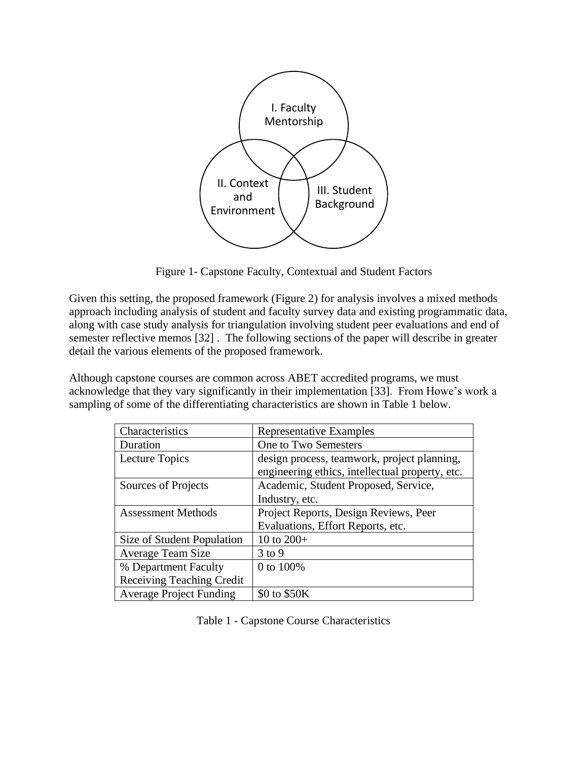I. Faculty Mentorship

II. Context and Environment

III. Student Background

Figure 1- Capstone Faculty, Contextual and Student Factors

Given this setting, the proposed framework (Figure 2) for analysis involves a mixed methods approach including analysis of student and faculty survey data and existing programmatic data, along with case study analysis for triangulation involving student peer evaluations and end of semester reflective memos [32] . The following sections of the paper will describe in greater detail the various elements of the proposed framework.

Although capstone courses are common across ABET accredited programs, we must acknowledge that they vary significantly in their implementation [33]. From Howe's work a sampling of some of the differentiating characteristics are shown in Table 1 below.

| Characteristics | Representative Examples |
| --- | --- |
| Duration | One to Two Semesters |
| Lecture Topics | design process, teamwork, project planning, engineering ethics, intellectual property, etc. |
| Sources of Projects | Academic, Student Proposed, Service, Industry, etc. |
| Assessment Methods | Project Reports, Design Reviews, Peer Evaluations, Effort Reports, etc. |
| Size of Student Population | 10 to 200+ |
| Average Team Size | 3 to 9 |
| % Department Faculty Receiving Teaching Credit | 0 to 100% |
| Average Project Funding | $0 to $50K |

Table 1 - Capstone Course Characteristics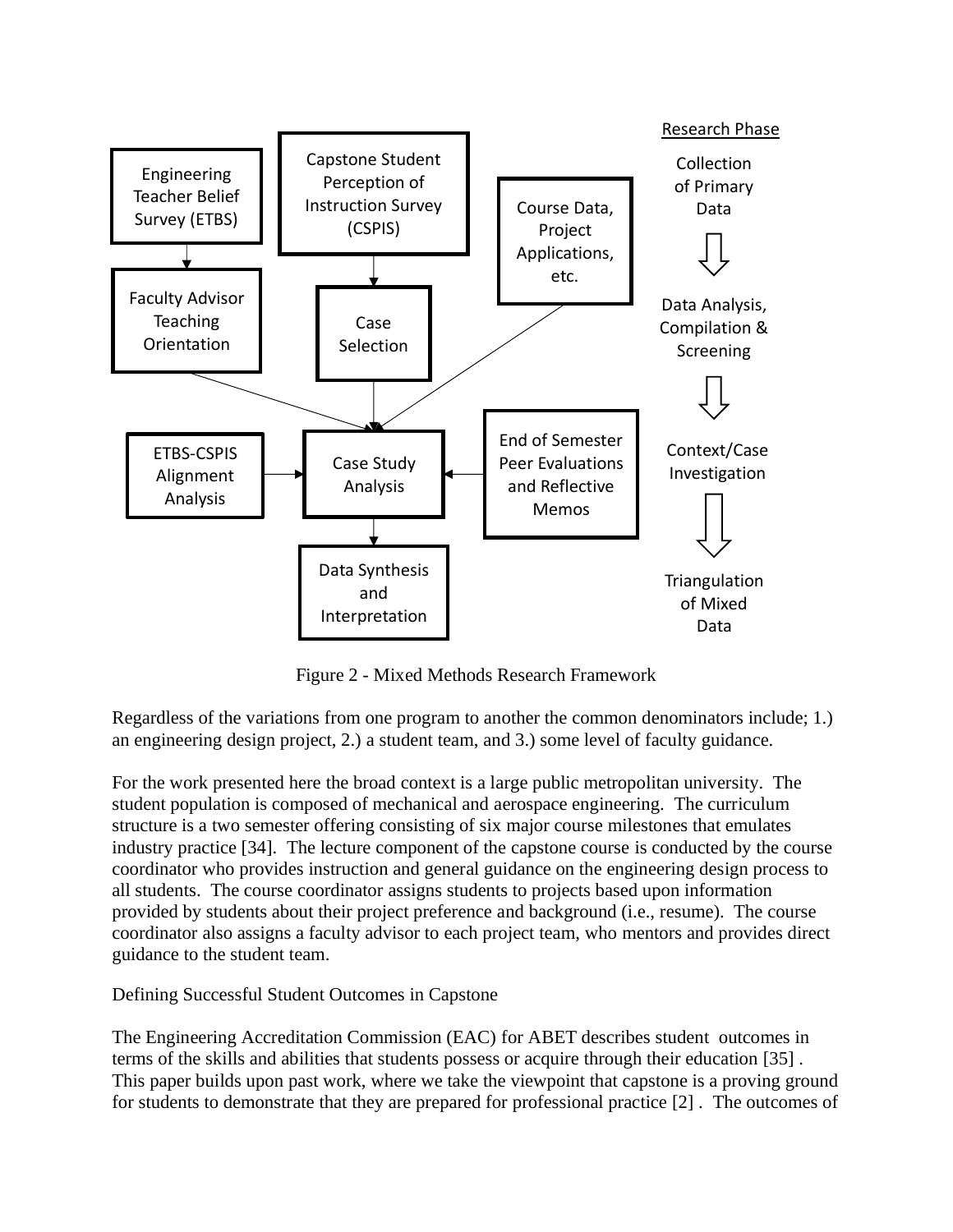Figure 2 - Mixed Methods Research Framework

Regardless of the variations from one program to another the common denominators include; 1.) an engineering design project, 2.) a student team, and 3.) some level of faculty guidance.

For the work presented here the broad context is a large public metropolitan university. The student population is composed of mechanical and aerospace engineering. The curriculum structure is a two semester offering consisting of six major course milestones that emulates industry practice [34]. The lecture component of the capstone course is conducted by the course coordinator who provides instruction and general guidance on the engineering design process to all students. The course coordinator assigns students to projects based upon information provided by students about their project preference and background (i.e., resume). The course coordinator also assigns a faculty advisor to each project team, who mentors and provides direct guidance to the student team.

## Defining Successful Student Outcomes in Capstone

The Engineering Accreditation Commission (EAC) for ABET describes student outcomes in terms of the skills and abilities that students possess or acquire through their education [35] . This paper builds upon past work, where we take the viewpoint that capstone is a proving ground for students to demonstrate that they are prepared for professional practice [2] . The outcomes of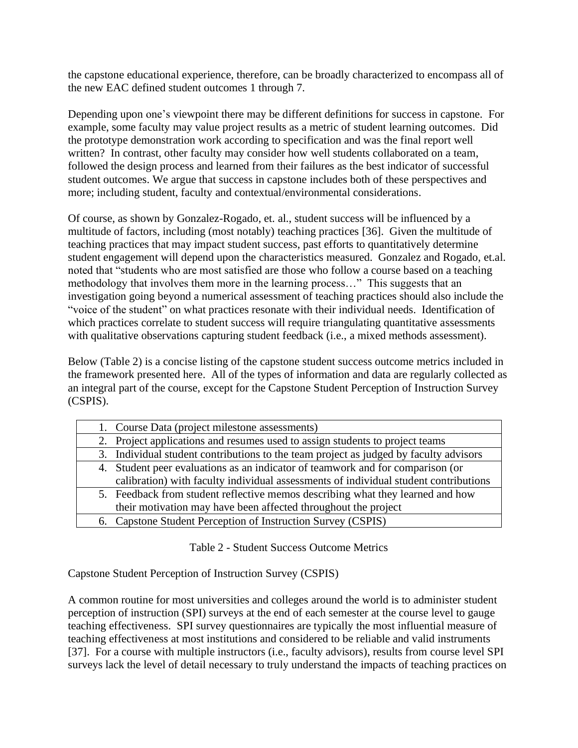the capstone educational experience, therefore, can be broadly characterized to encompass all of the new EAC defined student outcomes 1 through 7.

Depending upon one's viewpoint there may be different definitions for success in capstone. For example, some faculty may value project results as a metric of student learning outcomes. Did the prototype demonstration work according to specification and was the final report well written? In contrast, other faculty may consider how well students collaborated on a team, followed the design process and learned from their failures as the best indicator of successful student outcomes. We argue that success in capstone includes both of these perspectives and more; including student, faculty and contextual/environmental considerations.

Of course, as shown by Gonzalez-Rogado, et. al., student success will be influenced by a multitude of factors, including (most notably) teaching practices [36]. Given the multitude of teaching practices that may impact student success, past efforts to quantitatively determine student engagement will depend upon the characteristics measured. Gonzalez and Rogado, et.al. noted that "students who are most satisfied are those who follow a course based on a teaching methodology that involves them more in the learning process…" This suggests that an investigation going beyond a numerical assessment of teaching practices should also include the "voice of the student" on what practices resonate with their individual needs. Identification of which practices correlate to student success will require triangulating quantitative assessments with qualitative observations capturing student feedback (i.e., a mixed methods assessment).

Below (Table 2) is a concise listing of the capstone student success outcome metrics included in the framework presented here. All of the types of information and data are regularly collected as an integral part of the course, except for the Capstone Student Perception of Instruction Survey (CSPIS).

| Student Success Outcome Metrics |
| --- |
| 1. Course Data (project milestone assessments) |
| 2. Project applications and resumes used to assign students to project teams |
| 3. Individual student contributions to the team project as judged by faculty advisors |
| 4. Student peer evaluations as an indicator of teamwork and for comparison (or calibration) with faculty individual assessments of individual student contributions |
| 5. Feedback from student reflective memos describing what they learned and how their motivation may have been affected throughout the project |
| 6. Capstone Student Perception of Instruction Survey (CSPIS) |

Table 2 - Student Success Outcome Metrics

Capstone Student Perception of Instruction Survey (CSPIS)

A common routine for most universities and colleges around the world is to administer student perception of instruction (SPI) surveys at the end of each semester at the course level to gauge teaching effectiveness. SPI survey questionnaires are typically the most influential measure of teaching effectiveness at most institutions and considered to be reliable and valid instruments [37]. For a course with multiple instructors (i.e., faculty advisors), results from course level SPI surveys lack the level of detail necessary to truly understand the impacts of teaching practices on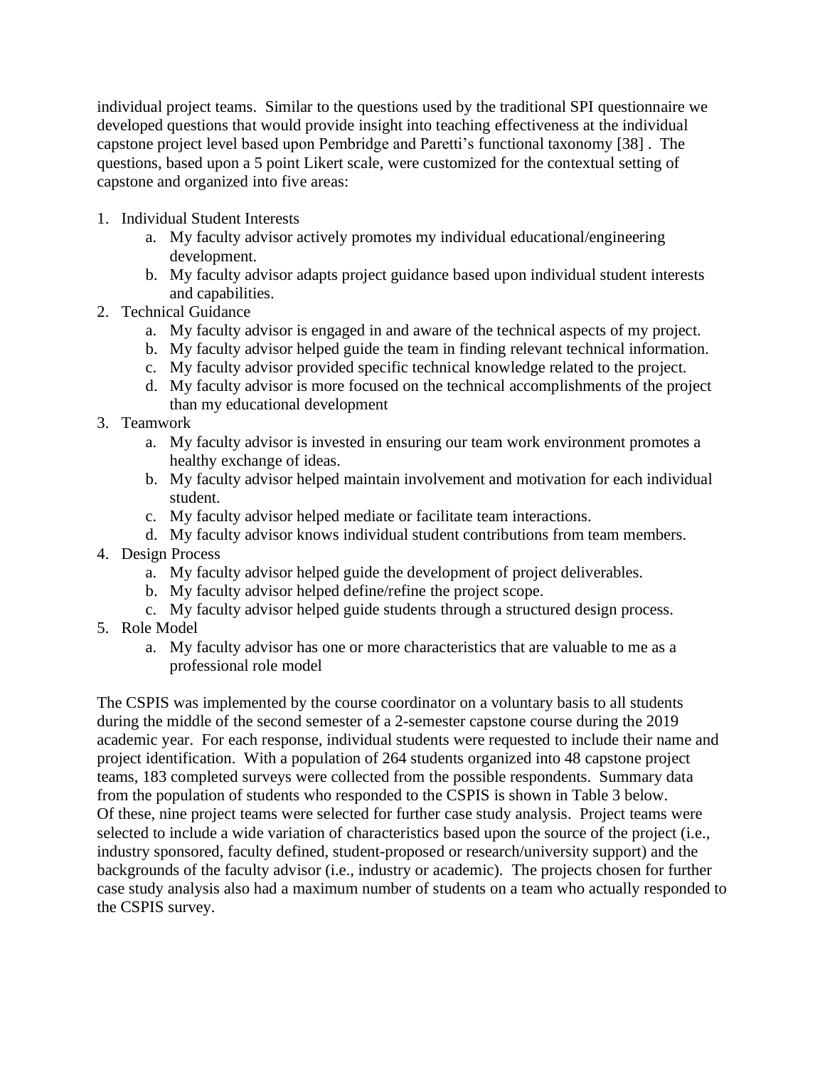individual project teams. Similar to the questions used by the traditional SPI questionnaire we developed questions that would provide insight into teaching effectiveness at the individual capstone project level based upon Pembridge and Paretti's functional taxonomy [38] . The questions, based upon a 5 point Likert scale, were customized for the contextual setting of capstone and organized into five areas:

1. Individual Student Interests
    a. My faculty advisor actively promotes my individual educational/engineering development.
    b. My faculty advisor adapts project guidance based upon individual student interests and capabilities.
2. Technical Guidance
    a. My faculty advisor is engaged in and aware of the technical aspects of my project.
    b. My faculty advisor helped guide the team in finding relevant technical information.
    c. My faculty advisor provided specific technical knowledge related to the project.
    d. My faculty advisor is more focused on the technical accomplishments of the project than my educational development
3. Teamwork
    a. My faculty advisor is invested in ensuring our team work environment promotes a healthy exchange of ideas.
    b. My faculty advisor helped maintain involvement and motivation for each individual student.
    c. My faculty advisor helped mediate or facilitate team interactions.
    d. My faculty advisor knows individual student contributions from team members.
4. Design Process
    a. My faculty advisor helped guide the development of project deliverables.
    b. My faculty advisor helped define/refine the project scope.
    c. My faculty advisor helped guide students through a structured design process.
5. Role Model
    a. My faculty advisor has one or more characteristics that are valuable to me as a professional role model

The CSPIS was implemented by the course coordinator on a voluntary basis to all students during the middle of the second semester of a 2-semester capstone course during the 2019 academic year. For each response, individual students were requested to include their name and project identification. With a population of 264 students organized into 48 capstone project teams, 183 completed surveys were collected from the possible respondents. Summary data from the population of students who responded to the CSPIS is shown in Table 3 below. Of these, nine project teams were selected for further case study analysis. Project teams were selected to include a wide variation of characteristics based upon the source of the project (i.e., industry sponsored, faculty defined, student-proposed or research/university support) and the backgrounds of the faculty advisor (i.e., industry or academic). The projects chosen for further case study analysis also had a maximum number of students on a team who actually responded to the CSPIS survey.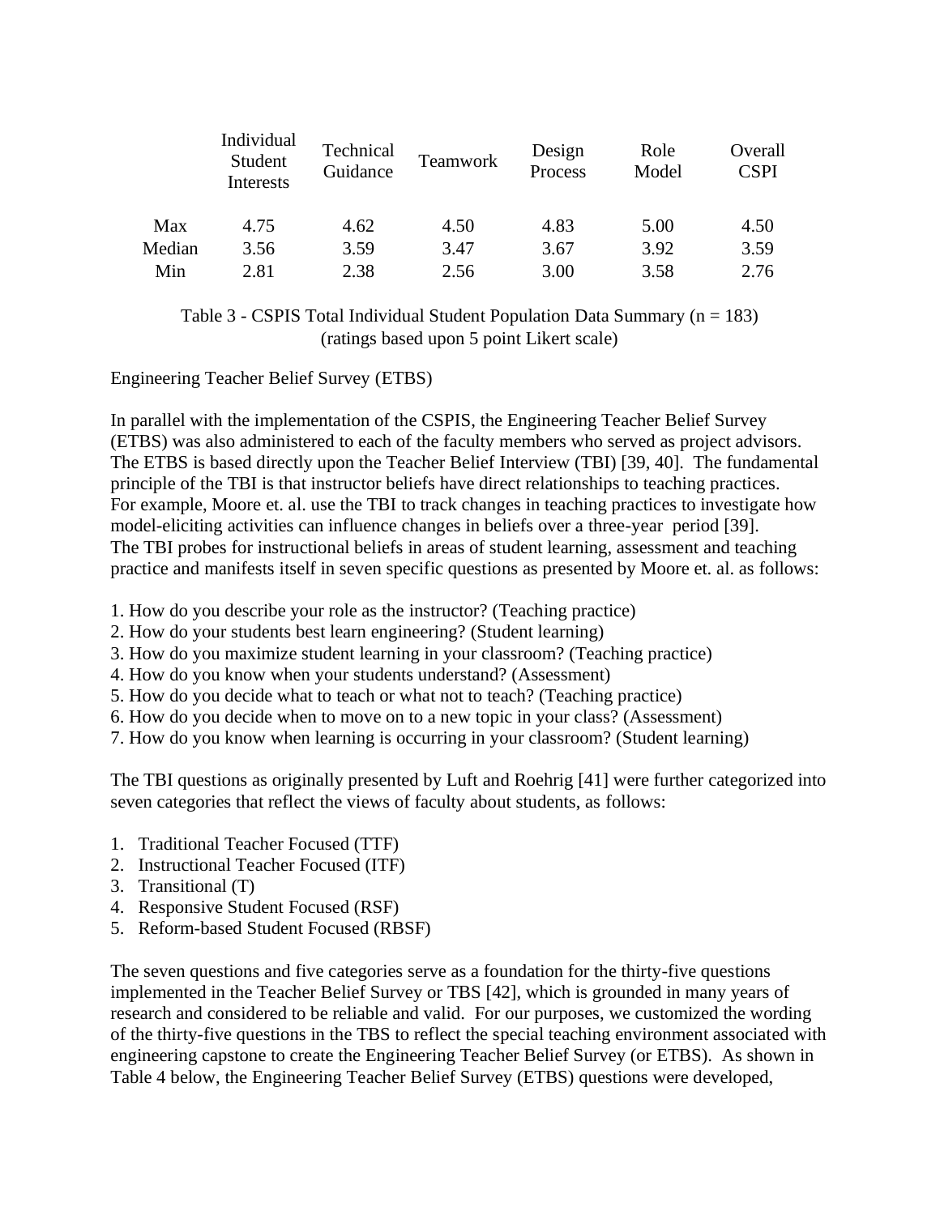| | Individual Student Interests | Technical Guidance | Teamwork | Design Process | Role Model | Overall CSPI |
|---|---|---|---|---|---|---|
| Max | 4.75 | 4.62 | 4.50 | 4.83 | 5.00 | 4.50 |
| Median | 3.56 | 3.59 | 3.47 | 3.67 | 3.92 | 3.59 |
| Min | 2.81 | 2.38 | 2.56 | 3.00 | 3.58 | 2.76 |

Table 3 - CSPIS Total Individual Student Population Data Summary (n = 183)
(ratings based upon 5 point Likert scale)

Engineering Teacher Belief Survey (ETBS)

In parallel with the implementation of the CSPIS, the Engineering Teacher Belief Survey (ETBS) was also administered to each of the faculty members who served as project advisors. The ETBS is based directly upon the Teacher Belief Interview (TBI) [39, 40]. The fundamental principle of the TBI is that instructor beliefs have direct relationships to teaching practices. For example, Moore et. al. use the TBI to track changes in teaching practices to investigate how model-eliciting activities can influence changes in beliefs over a three-year period [39]. The TBI probes for instructional beliefs in areas of student learning, assessment and teaching practice and manifests itself in seven specific questions as presented by Moore et. al. as follows:

1. How do you describe your role as the instructor? (Teaching practice)
2. How do your students best learn engineering? (Student learning)
3. How do you maximize student learning in your classroom? (Teaching practice)
4. How do you know when your students understand? (Assessment)
5. How do you decide what to teach or what not to teach? (Teaching practice)
6. How do you decide when to move on to a new topic in your class? (Assessment)
7. How do you know when learning is occurring in your classroom? (Student learning)

The TBI questions as originally presented by Luft and Roehrig [41] were further categorized into seven categories that reflect the views of faculty about students, as follows:

1. Traditional Teacher Focused (TTF)
2. Instructional Teacher Focused (ITF)
3. Transitional (T)
4. Responsive Student Focused (RSF)
5. Reform-based Student Focused (RBSF)

The seven questions and five categories serve as a foundation for the thirty-five questions implemented in the Teacher Belief Survey or TBS [42], which is grounded in many years of research and considered to be reliable and valid. For our purposes, we customized the wording of the thirty-five questions in the TBS to reflect the special teaching environment associated with engineering capstone to create the Engineering Teacher Belief Survey (or ETBS). As shown in Table 4 below, the Engineering Teacher Belief Survey (ETBS) questions were developed,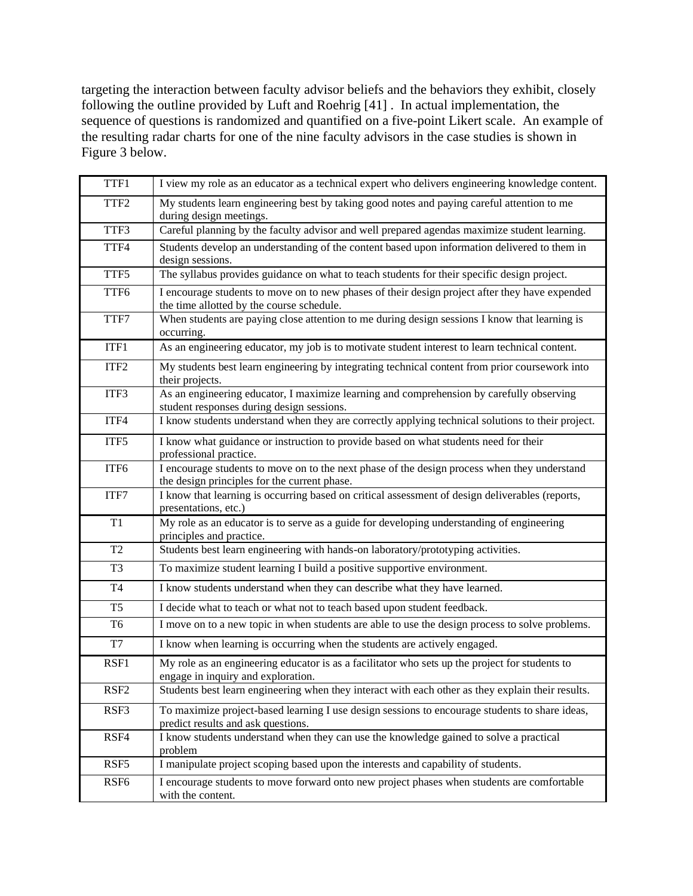targeting the interaction between faculty advisor beliefs and the behaviors they exhibit, closely following the outline provided by Luft and Roehrig [41] . In actual implementation, the sequence of questions is randomized and quantified on a five-point Likert scale. An example of the resulting radar charts for one of the nine faculty advisors in the case studies is shown in Figure 3 below.

| | |
|---|---|
| TTF1 | I view my role as an educator as a technical expert who delivers engineering knowledge content. |
| TTF2 | My students learn engineering best by taking good notes and paying careful attention to me during design meetings. |
| TTF3 | Careful planning by the faculty advisor and well prepared agendas maximize student learning. |
| TTF4 | Students develop an understanding of the content based upon information delivered to them in design sessions. |
| TTF5 | The syllabus provides guidance on what to teach students for their specific design project. |
| TTF6 | I encourage students to move on to new phases of their design project after they have expended the time allotted by the course schedule. |
| TTF7 | When students are paying close attention to me during design sessions I know that learning is occurring. |
| ITF1 | As an engineering educator, my job is to motivate student interest to learn technical content. |
| ITF2 | My students best learn engineering by integrating technical content from prior coursework into their projects. |
| ITF3 | As an engineering educator, I maximize learning and comprehension by carefully observing student responses during design sessions. |
| ITF4 | I know students understand when they are correctly applying technical solutions to their project. |
| ITF5 | I know what guidance or instruction to provide based on what students need for their professional practice. |
| ITF6 | I encourage students to move on to the next phase of the design process when they understand the design principles for the current phase. |
| ITF7 | I know that learning is occurring based on critical assessment of design deliverables (reports, presentations, etc.) |
| T1 | My role as an educator is to serve as a guide for developing understanding of engineering principles and practice. |
| T2 | Students best learn engineering with hands-on laboratory/prototyping activities. |
| T3 | To maximize student learning I build a positive supportive environment. |
| T4 | I know students understand when they can describe what they have learned. |
| T5 | I decide what to teach or what not to teach based upon student feedback. |
| T6 | I move on to a new topic in when students are able to use the design process to solve problems. |
| T7 | I know when learning is occurring when the students are actively engaged. |
| RSF1 | My role as an engineering educator is as a facilitator who sets up the project for students to engage in inquiry and exploration. |
| RSF2 | Students best learn engineering when they interact with each other as they explain their results. |
| RSF3 | To maximize project-based learning I use design sessions to encourage students to share ideas, predict results and ask questions. |
| RSF4 | I know students understand when they can use the knowledge gained to solve a practical problem |
| RSF5 | I manipulate project scoping based upon the interests and capability of students. |
| RSF6 | I encourage students to move forward onto new project phases when students are comfortable with the content. |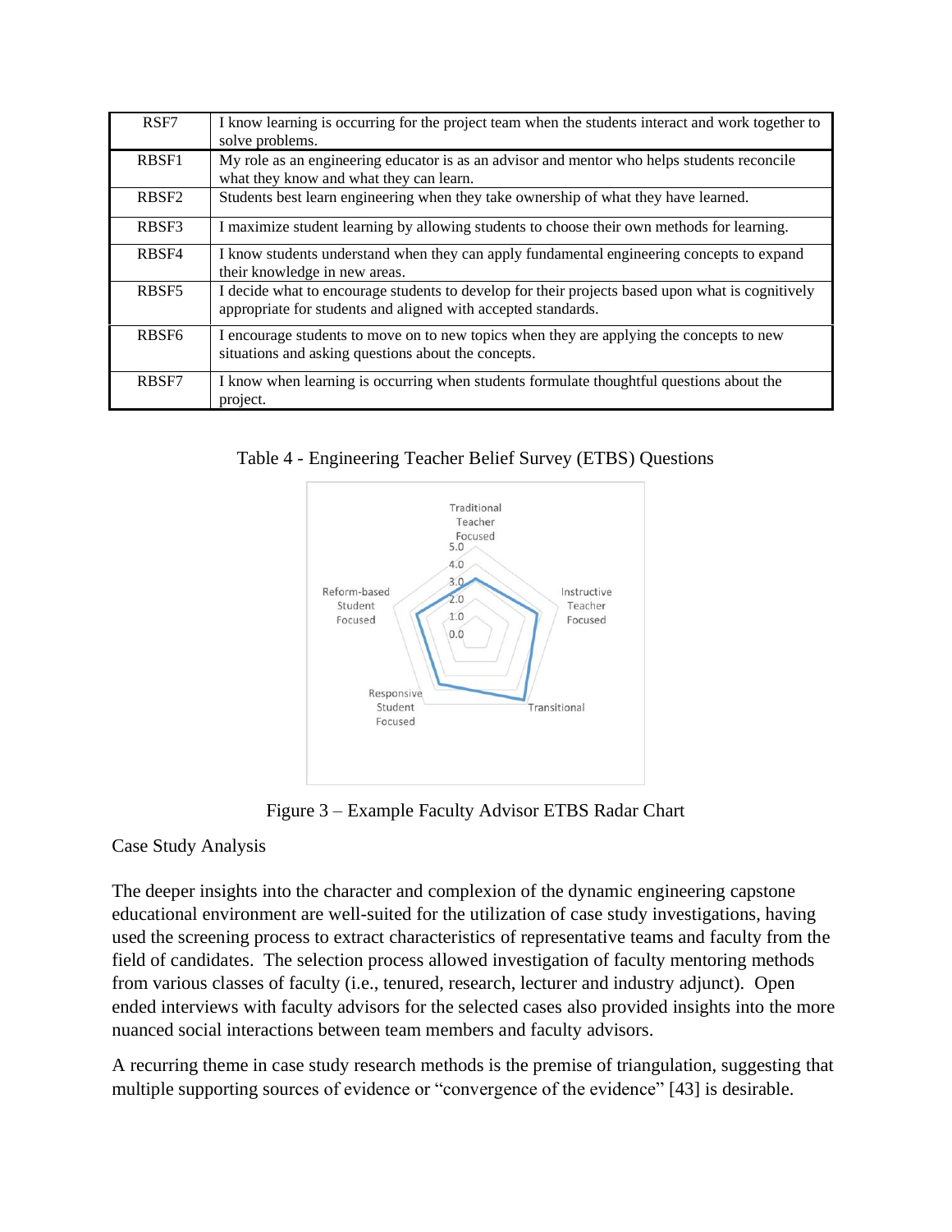| RSF7 | I know learning is occurring for the project team when the students interact and work together to solve problems. |
|---|---|
| RBSF1 | My role as an engineering educator is as an advisor and mentor who helps students reconcile what they know and what they can learn. |
| RBSF2 | Students best learn engineering when they take ownership of what they have learned. |
| RBSF3 | I maximize student learning by allowing students to choose their own methods for learning. |
| RBSF4 | I know students understand when they can apply fundamental engineering concepts to expand their knowledge in new areas. |
| RBSF5 | I decide what to encourage students to develop for their projects based upon what is cognitively appropriate for students and aligned with accepted standards. |
| RBSF6 | I encourage students to move on to new topics when they are applying the concepts to new situations and asking questions about the concepts. |
| RBSF7 | I know when learning is occurring when students formulate thoughtful questions about the project. |

Table 4 - Engineering Teacher Belief Survey (ETBS) Questions

Figure 3 – Example Faculty Advisor ETBS Radar Chart

## Case Study Analysis

The deeper insights into the character and complexion of the dynamic engineering capstone educational environment are well-suited for the utilization of case study investigations, having used the screening process to extract characteristics of representative teams and faculty from the field of candidates. The selection process allowed investigation of faculty mentoring methods from various classes of faculty (i.e., tenured, research, lecturer and industry adjunct). Open ended interviews with faculty advisors for the selected cases also provided insights into the more nuanced social interactions between team members and faculty advisors.

A recurring theme in case study research methods is the premise of triangulation, suggesting that multiple supporting sources of evidence or "convergence of the evidence" [43] is desirable.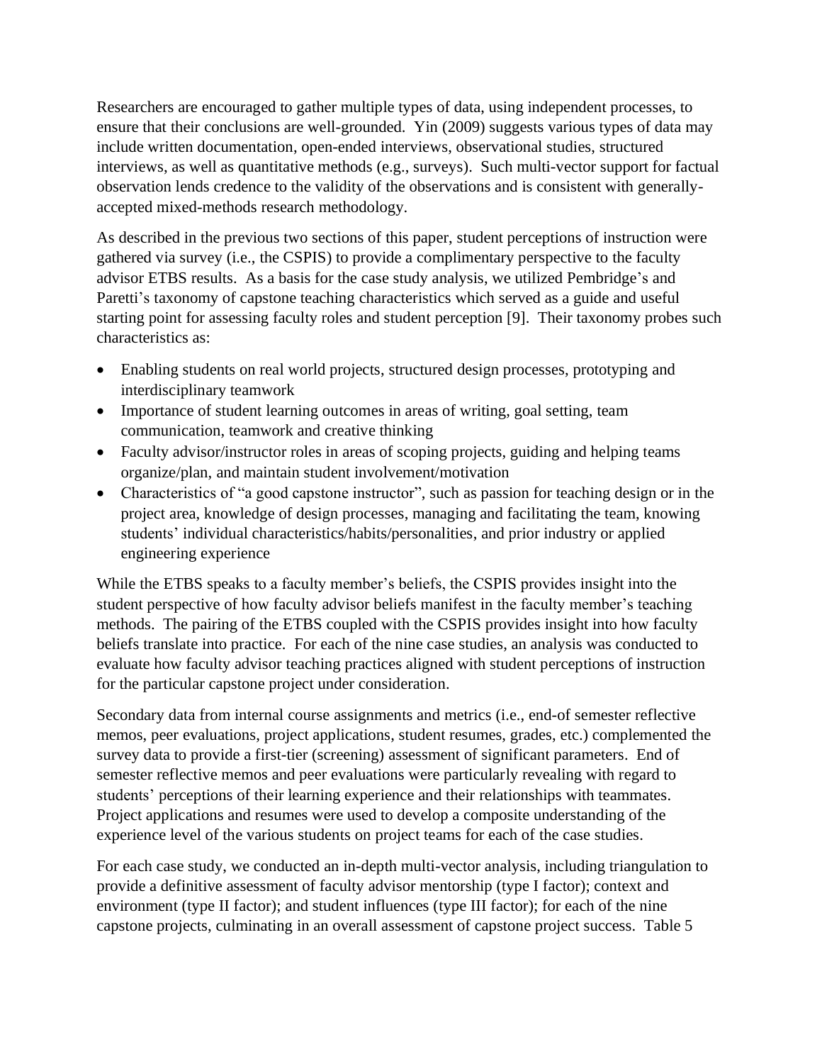Researchers are encouraged to gather multiple types of data, using independent processes, to ensure that their conclusions are well-grounded. Yin (2009) suggests various types of data may include written documentation, open-ended interviews, observational studies, structured interviews, as well as quantitative methods (e.g., surveys). Such multi-vector support for factual observation lends credence to the validity of the observations and is consistent with generally-accepted mixed-methods research methodology.

As described in the previous two sections of this paper, student perceptions of instruction were gathered via survey (i.e., the CSPIS) to provide a complimentary perspective to the faculty advisor ETBS results. As a basis for the case study analysis, we utilized Pembridge's and Paretti's taxonomy of capstone teaching characteristics which served as a guide and useful starting point for assessing faculty roles and student perception [9]. Their taxonomy probes such characteristics as:

- Enabling students on real world projects, structured design processes, prototyping and interdisciplinary teamwork
- Importance of student learning outcomes in areas of writing, goal setting, team communication, teamwork and creative thinking
- Faculty advisor/instructor roles in areas of scoping projects, guiding and helping teams organize/plan, and maintain student involvement/motivation
- Characteristics of "a good capstone instructor", such as passion for teaching design or in the project area, knowledge of design processes, managing and facilitating the team, knowing students' individual characteristics/habits/personalities, and prior industry or applied engineering experience

While the ETBS speaks to a faculty member's beliefs, the CSPIS provides insight into the student perspective of how faculty advisor beliefs manifest in the faculty member's teaching methods. The pairing of the ETBS coupled with the CSPIS provides insight into how faculty beliefs translate into practice. For each of the nine case studies, an analysis was conducted to evaluate how faculty advisor teaching practices aligned with student perceptions of instruction for the particular capstone project under consideration.

Secondary data from internal course assignments and metrics (i.e., end-of semester reflective memos, peer evaluations, project applications, student resumes, grades, etc.) complemented the survey data to provide a first-tier (screening) assessment of significant parameters. End of semester reflective memos and peer evaluations were particularly revealing with regard to students' perceptions of their learning experience and their relationships with teammates. Project applications and resumes were used to develop a composite understanding of the experience level of the various students on project teams for each of the case studies.

For each case study, we conducted an in-depth multi-vector analysis, including triangulation to provide a definitive assessment of faculty advisor mentorship (type I factor); context and environment (type II factor); and student influences (type III factor); for each of the nine capstone projects, culminating in an overall assessment of capstone project success. Table 5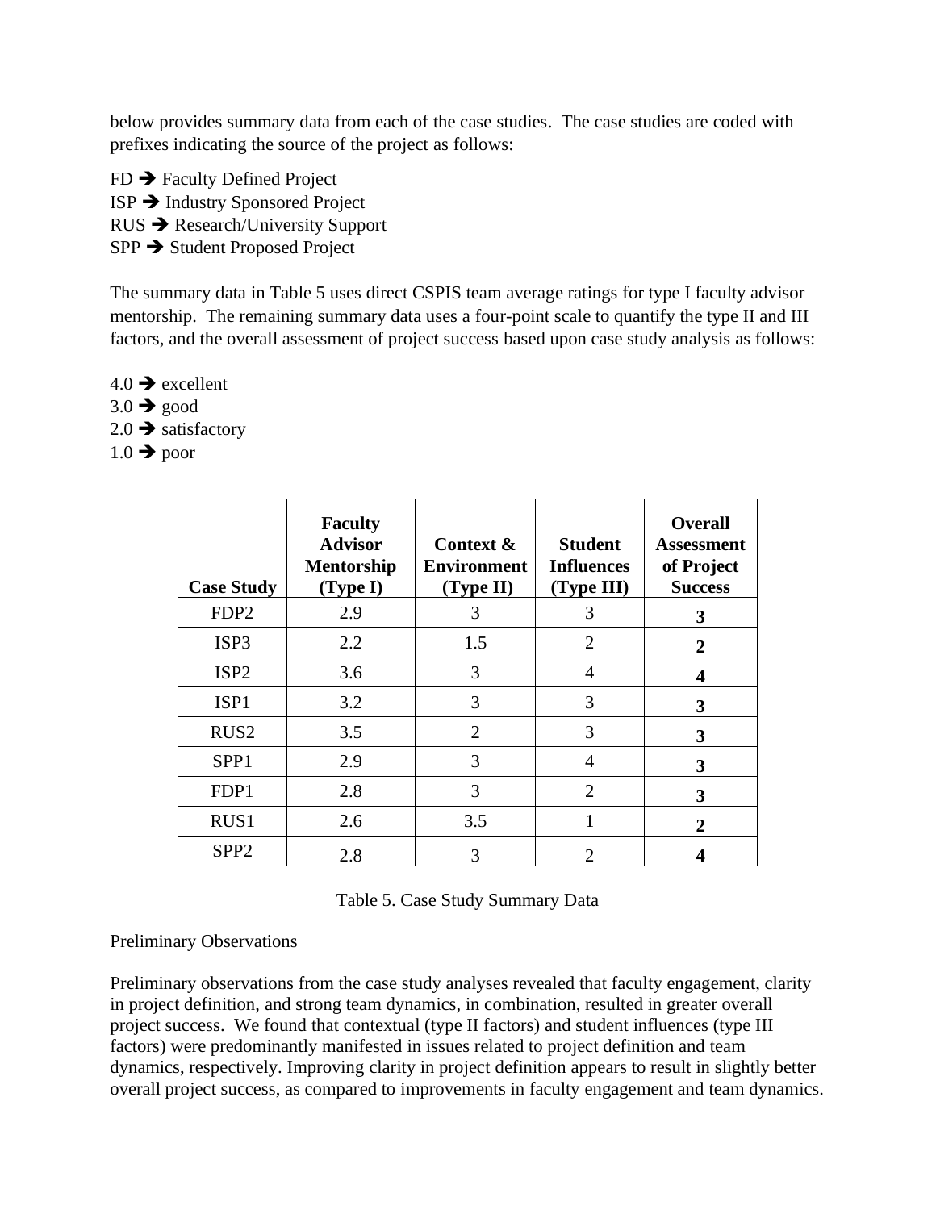below provides summary data from each of the case studies. The case studies are coded with prefixes indicating the source of the project as follows:

FD ➔ Faculty Defined Project
ISP ➔ Industry Sponsored Project
RUS ➔ Research/University Support
SPP ➔ Student Proposed Project

The summary data in Table 5 uses direct CSPIS team average ratings for type I faculty advisor mentorship. The remaining summary data uses a four-point scale to quantify the type II and III factors, and the overall assessment of project success based upon case study analysis as follows:

4.0 ➔ excellent
3.0 ➔ good
2.0 ➔ satisfactory
1.0 ➔ poor

| Case Study | Faculty Advisor Mentorship (Type I) | Context & Environment (Type II) | Student Influences (Type III) | Overall Assessment of Project Success |
|---|---|---|---|---|
| FDP2 | 2.9 | 3 | 3 | **3** |
| ISP3 | 2.2 | 1.5 | 2 | **2** |
| ISP2 | 3.6 | 3 | 4 | **4** |
| ISP1 | 3.2 | 3 | 3 | **3** |
| RUS2 | 3.5 | 2 | 3 | **3** |
| SPP1 | 2.9 | 3 | 4 | **3** |
| FDP1 | 2.8 | 3 | 2 | **3** |
| RUS1 | 2.6 | 3.5 | 1 | **2** |
| SPP2 | 2.8 | 3 | 2 | **4** |

Table 5. Case Study Summary Data

Preliminary Observations

Preliminary observations from the case study analyses revealed that faculty engagement, clarity in project definition, and strong team dynamics, in combination, resulted in greater overall project success. We found that contextual (type II factors) and student influences (type III factors) were predominantly manifested in issues related to project definition and team dynamics, respectively. Improving clarity in project definition appears to result in slightly better overall project success, as compared to improvements in faculty engagement and team dynamics.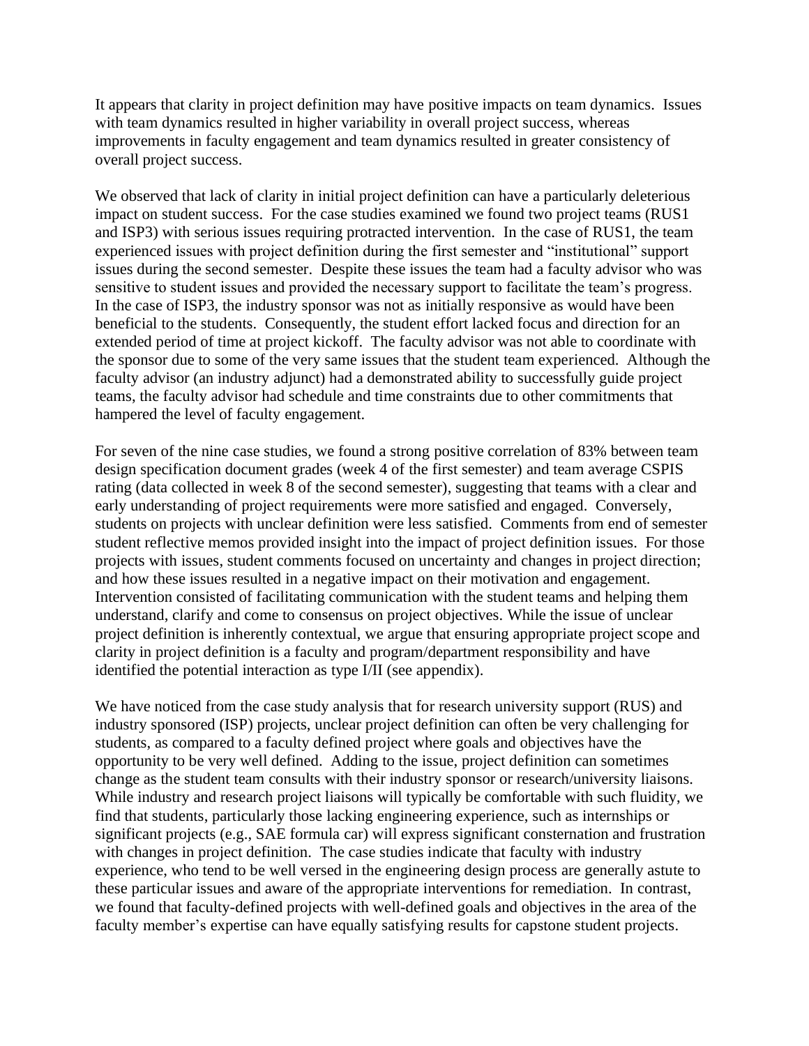It appears that clarity in project definition may have positive impacts on team dynamics. Issues with team dynamics resulted in higher variability in overall project success, whereas improvements in faculty engagement and team dynamics resulted in greater consistency of overall project success.

We observed that lack of clarity in initial project definition can have a particularly deleterious impact on student success. For the case studies examined we found two project teams (RUS1 and ISP3) with serious issues requiring protracted intervention. In the case of RUS1, the team experienced issues with project definition during the first semester and "institutional" support issues during the second semester. Despite these issues the team had a faculty advisor who was sensitive to student issues and provided the necessary support to facilitate the team's progress. In the case of ISP3, the industry sponsor was not as initially responsive as would have been beneficial to the students. Consequently, the student effort lacked focus and direction for an extended period of time at project kickoff. The faculty advisor was not able to coordinate with the sponsor due to some of the very same issues that the student team experienced. Although the faculty advisor (an industry adjunct) had a demonstrated ability to successfully guide project teams, the faculty advisor had schedule and time constraints due to other commitments that hampered the level of faculty engagement.

For seven of the nine case studies, we found a strong positive correlation of 83% between team design specification document grades (week 4 of the first semester) and team average CSPIS rating (data collected in week 8 of the second semester), suggesting that teams with a clear and early understanding of project requirements were more satisfied and engaged. Conversely, students on projects with unclear definition were less satisfied. Comments from end of semester student reflective memos provided insight into the impact of project definition issues. For those projects with issues, student comments focused on uncertainty and changes in project direction; and how these issues resulted in a negative impact on their motivation and engagement. Intervention consisted of facilitating communication with the student teams and helping them understand, clarify and come to consensus on project objectives. While the issue of unclear project definition is inherently contextual, we argue that ensuring appropriate project scope and clarity in project definition is a faculty and program/department responsibility and have identified the potential interaction as type I/II (see appendix).

We have noticed from the case study analysis that for research university support (RUS) and industry sponsored (ISP) projects, unclear project definition can often be very challenging for students, as compared to a faculty defined project where goals and objectives have the opportunity to be very well defined. Adding to the issue, project definition can sometimes change as the student team consults with their industry sponsor or research/university liaisons. While industry and research project liaisons will typically be comfortable with such fluidity, we find that students, particularly those lacking engineering experience, such as internships or significant projects (e.g., SAE formula car) will express significant consternation and frustration with changes in project definition. The case studies indicate that faculty with industry experience, who tend to be well versed in the engineering design process are generally astute to these particular issues and aware of the appropriate interventions for remediation. In contrast, we found that faculty-defined projects with well-defined goals and objectives in the area of the faculty member's expertise can have equally satisfying results for capstone student projects.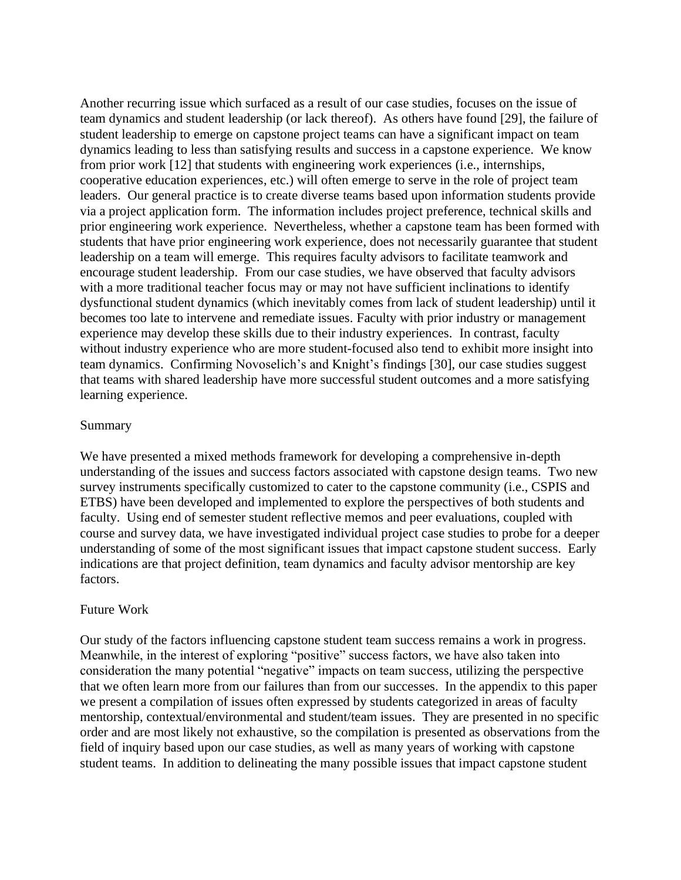Another recurring issue which surfaced as a result of our case studies, focuses on the issue of team dynamics and student leadership (or lack thereof). As others have found [29], the failure of student leadership to emerge on capstone project teams can have a significant impact on team dynamics leading to less than satisfying results and success in a capstone experience. We know from prior work [12] that students with engineering work experiences (i.e., internships, cooperative education experiences, etc.) will often emerge to serve in the role of project team leaders. Our general practice is to create diverse teams based upon information students provide via a project application form. The information includes project preference, technical skills and prior engineering work experience. Nevertheless, whether a capstone team has been formed with students that have prior engineering work experience, does not necessarily guarantee that student leadership on a team will emerge. This requires faculty advisors to facilitate teamwork and encourage student leadership. From our case studies, we have observed that faculty advisors with a more traditional teacher focus may or may not have sufficient inclinations to identify dysfunctional student dynamics (which inevitably comes from lack of student leadership) until it becomes too late to intervene and remediate issues. Faculty with prior industry or management experience may develop these skills due to their industry experiences. In contrast, faculty without industry experience who are more student-focused also tend to exhibit more insight into team dynamics. Confirming Novoselich's and Knight's findings [30], our case studies suggest that teams with shared leadership have more successful student outcomes and a more satisfying learning experience.

## Summary

We have presented a mixed methods framework for developing a comprehensive in-depth understanding of the issues and success factors associated with capstone design teams. Two new survey instruments specifically customized to cater to the capstone community (i.e., CSPIS and ETBS) have been developed and implemented to explore the perspectives of both students and faculty. Using end of semester student reflective memos and peer evaluations, coupled with course and survey data, we have investigated individual project case studies to probe for a deeper understanding of some of the most significant issues that impact capstone student success. Early indications are that project definition, team dynamics and faculty advisor mentorship are key factors.

## Future Work

Our study of the factors influencing capstone student team success remains a work in progress. Meanwhile, in the interest of exploring "positive" success factors, we have also taken into consideration the many potential "negative" impacts on team success, utilizing the perspective that we often learn more from our failures than from our successes. In the appendix to this paper we present a compilation of issues often expressed by students categorized in areas of faculty mentorship, contextual/environmental and student/team issues. They are presented in no specific order and are most likely not exhaustive, so the compilation is presented as observations from the field of inquiry based upon our case studies, as well as many years of working with capstone student teams. In addition to delineating the many possible issues that impact capstone student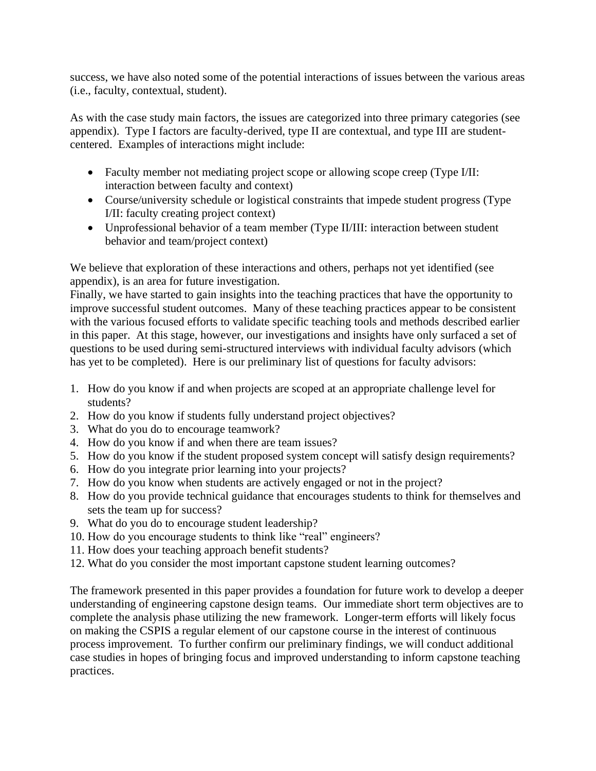success, we have also noted some of the potential interactions of issues between the various areas (i.e., faculty, contextual, student).

As with the case study main factors, the issues are categorized into three primary categories (see appendix). Type I factors are faculty-derived, type II are contextual, and type III are student-centered. Examples of interactions might include:

- Faculty member not mediating project scope or allowing scope creep (Type I/II: interaction between faculty and context)
- Course/university schedule or logistical constraints that impede student progress (Type I/II: faculty creating project context)
- Unprofessional behavior of a team member (Type II/III: interaction between student behavior and team/project context)

We believe that exploration of these interactions and others, perhaps not yet identified (see appendix), is an area for future investigation.

Finally, we have started to gain insights into the teaching practices that have the opportunity to improve successful student outcomes. Many of these teaching practices appear to be consistent with the various focused efforts to validate specific teaching tools and methods described earlier in this paper. At this stage, however, our investigations and insights have only surfaced a set of questions to be used during semi-structured interviews with individual faculty advisors (which has yet to be completed). Here is our preliminary list of questions for faculty advisors:

1. How do you know if and when projects are scoped at an appropriate challenge level for students?
2. How do you know if students fully understand project objectives?
3. What do you do to encourage teamwork?
4. How do you know if and when there are team issues?
5. How do you know if the student proposed system concept will satisfy design requirements?
6. How do you integrate prior learning into your projects?
7. How do you know when students are actively engaged or not in the project?
8. How do you provide technical guidance that encourages students to think for themselves and sets the team up for success?
9. What do you do to encourage student leadership?
10. How do you encourage students to think like "real" engineers?
11. How does your teaching approach benefit students?
12. What do you consider the most important capstone student learning outcomes?

The framework presented in this paper provides a foundation for future work to develop a deeper understanding of engineering capstone design teams. Our immediate short term objectives are to complete the analysis phase utilizing the new framework. Longer-term efforts will likely focus on making the CSPIS a regular element of our capstone course in the interest of continuous process improvement. To further confirm our preliminary findings, we will conduct additional case studies in hopes of bringing focus and improved understanding to inform capstone teaching practices.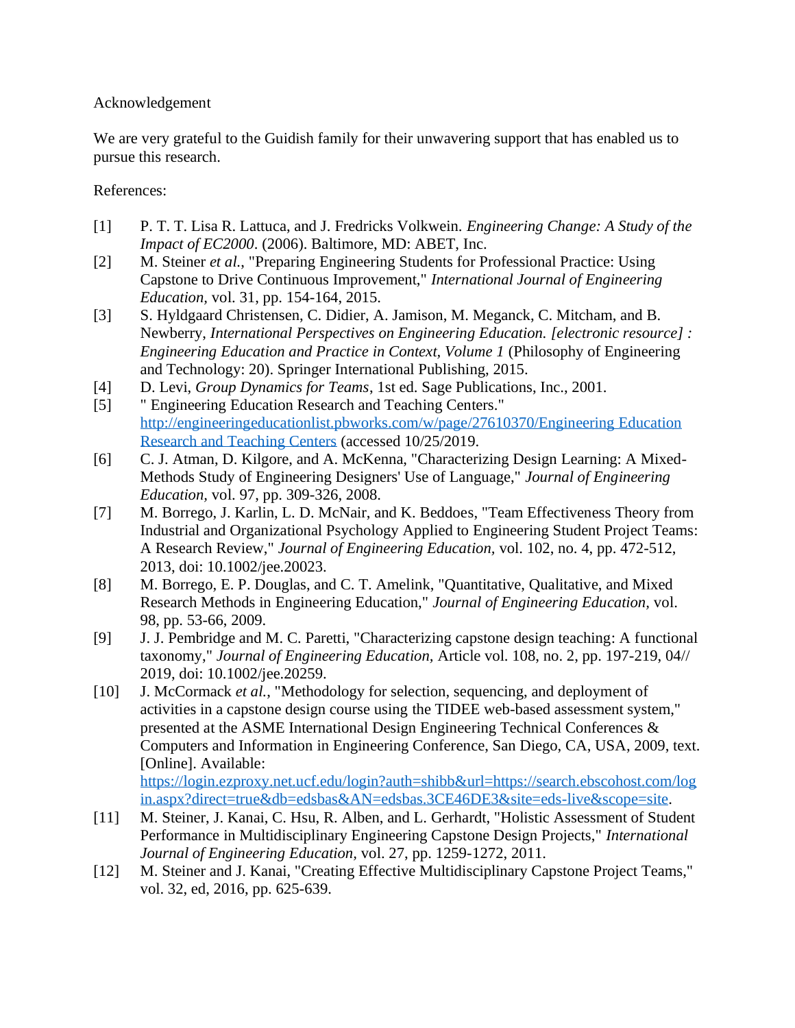Acknowledgement

We are very grateful to the Guidish family for their unwavering support that has enabled us to pursue this research.

References:

[1] P. T. T. Lisa R. Lattuca, and J. Fredricks Volkwein. *Engineering Change: A Study of the Impact of EC2000*. (2006). Baltimore, MD: ABET, Inc.

[2] M. Steiner *et al.*, "Preparing Engineering Students for Professional Practice: Using Capstone to Drive Continuous Improvement," *International Journal of Engineering Education,* vol. 31, pp. 154-164, 2015.

[3] S. Hyldgaard Christensen, C. Didier, A. Jamison, M. Meganck, C. Mitcham, and B. Newberry, *International Perspectives on Engineering Education. [electronic resource] : Engineering Education and Practice in Context, Volume 1* (Philosophy of Engineering and Technology: 20). Springer International Publishing, 2015.

[4] D. Levi, *Group Dynamics for Teams*, 1st ed. Sage Publications, Inc., 2001.

[5] " Engineering Education Research and Teaching Centers." http://engineeringeducationlist.pbworks.com/w/page/27610370/Engineering Education Research and Teaching Centers (accessed 10/25/2019.

[6] C. J. Atman, D. Kilgore, and A. McKenna, "Characterizing Design Learning: A Mixed-Methods Study of Engineering Designers' Use of Language," *Journal of Engineering Education,* vol. 97, pp. 309-326, 2008.

[7] M. Borrego, J. Karlin, L. D. McNair, and K. Beddoes, "Team Effectiveness Theory from Industrial and Organizational Psychology Applied to Engineering Student Project Teams: A Research Review," *Journal of Engineering Education,* vol. 102, no. 4, pp. 472-512, 2013, doi: 10.1002/jee.20023.

[8] M. Borrego, E. P. Douglas, and C. T. Amelink, "Quantitative, Qualitative, and Mixed Research Methods in Engineering Education," *Journal of Engineering Education,* vol. 98, pp. 53-66, 2009.

[9] J. J. Pembridge and M. C. Paretti, "Characterizing capstone design teaching: A functional taxonomy," *Journal of Engineering Education,* Article vol. 108, no. 2, pp. 197-219, 04// 2019, doi: 10.1002/jee.20259.

[10] J. McCormack *et al.*, "Methodology for selection, sequencing, and deployment of activities in a capstone design course using the TIDEE web-based assessment system," presented at the ASME International Design Engineering Technical Conferences & Computers and Information in Engineering Conference, San Diego, CA, USA, 2009, text. [Online]. Available: https://login.ezproxy.net.ucf.edu/login?auth=shibb&url=https://search.ebscohost.com/login.aspx?direct=true&db=edsbas&AN=edsbas.3CE46DE3&site=eds-live&scope=site.

[11] M. Steiner, J. Kanai, C. Hsu, R. Alben, and L. Gerhardt, "Holistic Assessment of Student Performance in Multidisciplinary Engineering Capstone Design Projects," *International Journal of Engineering Education,* vol. 27, pp. 1259-1272, 2011.

[12] M. Steiner and J. Kanai, "Creating Effective Multidisciplinary Capstone Project Teams," vol. 32, ed, 2016, pp. 625-639.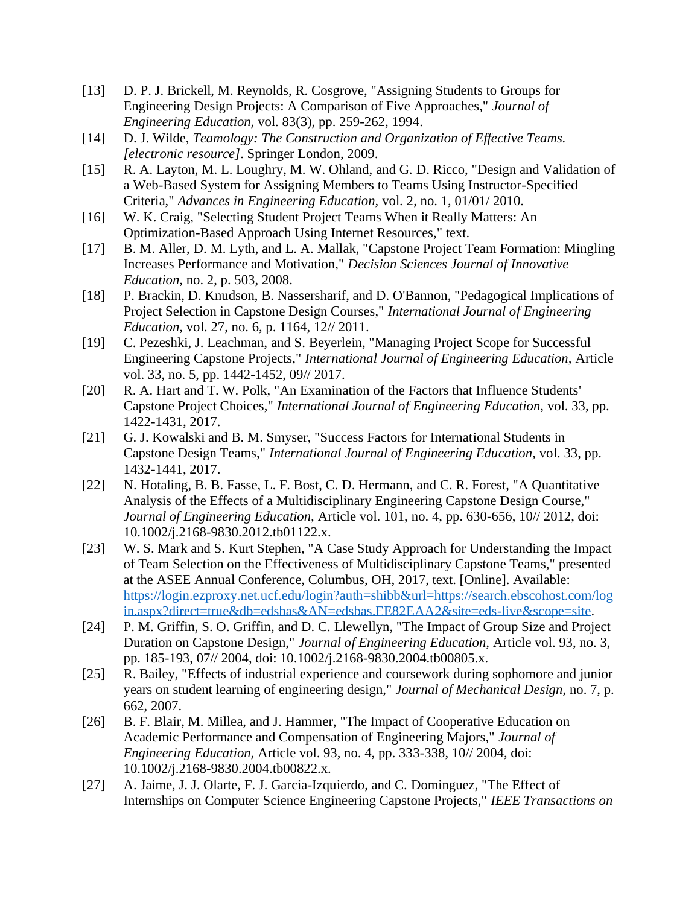[13] D. P. J. Brickell, M. Reynolds, R. Cosgrove, "Assigning Students to Groups for Engineering Design Projects: A Comparison of Five Approaches," *Journal of Engineering Education*, vol. 83(3), pp. 259-262, 1994.

[14] D. J. Wilde, *Teamology: The Construction and Organization of Effective Teams. [electronic resource]*. Springer London, 2009.

[15] R. A. Layton, M. L. Loughry, M. W. Ohland, and G. D. Ricco, "Design and Validation of a Web-Based System for Assigning Members to Teams Using Instructor-Specified Criteria," *Advances in Engineering Education,* vol. 2, no. 1, 01/01/ 2010.

[16] W. K. Craig, "Selecting Student Project Teams When it Really Matters: An Optimization-Based Approach Using Internet Resources," text.

[17] B. M. Aller, D. M. Lyth, and L. A. Mallak, "Capstone Project Team Formation: Mingling Increases Performance and Motivation," *Decision Sciences Journal of Innovative Education,* no. 2, p. 503, 2008.

[18] P. Brackin, D. Knudson, B. Nassersharif, and D. O'Bannon, "Pedagogical Implications of Project Selection in Capstone Design Courses," *International Journal of Engineering Education,* vol. 27, no. 6, p. 1164, 12// 2011.

[19] C. Pezeshki, J. Leachman, and S. Beyerlein, "Managing Project Scope for Successful Engineering Capstone Projects," *International Journal of Engineering Education,* Article vol. 33, no. 5, pp. 1442-1452, 09// 2017.

[20] R. A. Hart and T. W. Polk, "An Examination of the Factors that Influence Students' Capstone Project Choices," *International Journal of Engineering Education,* vol. 33, pp. 1422-1431, 2017.

[21] G. J. Kowalski and B. M. Smyser, "Success Factors for International Students in Capstone Design Teams," *International Journal of Engineering Education,* vol. 33, pp. 1432-1441, 2017.

[22] N. Hotaling, B. B. Fasse, L. F. Bost, C. D. Hermann, and C. R. Forest, "A Quantitative Analysis of the Effects of a Multidisciplinary Engineering Capstone Design Course," *Journal of Engineering Education,* Article vol. 101, no. 4, pp. 630-656, 10// 2012, doi: 10.1002/j.2168-9830.2012.tb01122.x.

[23] W. S. Mark and S. Kurt Stephen, "A Case Study Approach for Understanding the Impact of Team Selection on the Effectiveness of Multidisciplinary Capstone Teams," presented at the ASEE Annual Conference, Columbus, OH, 2017, text. [Online]. Available: https://login.ezproxy.net.ucf.edu/login?auth=shibb&url=https://search.ebscohost.com/login.aspx?direct=true&db=edsbas&AN=edsbas.EE82EAA2&site=eds-live&scope=site.

[24] P. M. Griffin, S. O. Griffin, and D. C. Llewellyn, "The Impact of Group Size and Project Duration on Capstone Design," *Journal of Engineering Education,* Article vol. 93, no. 3, pp. 185-193, 07// 2004, doi: 10.1002/j.2168-9830.2004.tb00805.x.

[25] R. Bailey, "Effects of industrial experience and coursework during sophomore and junior years on student learning of engineering design," *Journal of Mechanical Design,* no. 7, p. 662, 2007.

[26] B. F. Blair, M. Millea, and J. Hammer, "The Impact of Cooperative Education on Academic Performance and Compensation of Engineering Majors," *Journal of Engineering Education,* Article vol. 93, no. 4, pp. 333-338, 10// 2004, doi: 10.1002/j.2168-9830.2004.tb00822.x.

[27] A. Jaime, J. J. Olarte, F. J. Garcia-Izquierdo, and C. Dominguez, "The Effect of Internships on Computer Science Engineering Capstone Projects," *IEEE Transactions on*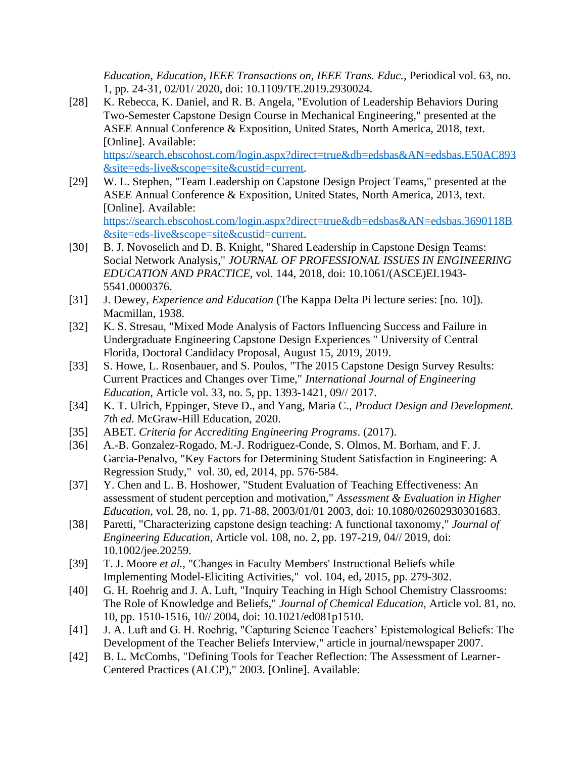*Education, Education, IEEE Transactions on, IEEE Trans. Educ.,* Periodical vol. 63, no. 1, pp. 24-31, 02/01/ 2020, doi: 10.1109/TE.2019.2930024.

[28] K. Rebecca, K. Daniel, and R. B. Angela, "Evolution of Leadership Behaviors During Two-Semester Capstone Design Course in Mechanical Engineering," presented at the ASEE Annual Conference & Exposition, United States, North America, 2018, text. [Online]. Available: https://search.ebscohost.com/login.aspx?direct=true&db=edsbas&AN=edsbas.E50AC893&site=eds-live&scope=site&custid=current.

[29] W. L. Stephen, "Team Leadership on Capstone Design Project Teams," presented at the ASEE Annual Conference & Exposition, United States, North America, 2013, text. [Online]. Available: https://search.ebscohost.com/login.aspx?direct=true&db=edsbas&AN=edsbas.3690118B&site=eds-live&scope=site&custid=current.

[30] B. J. Novoselich and D. B. Knight, "Shared Leadership in Capstone Design Teams: Social Network Analysis," *JOURNAL OF PROFESSIONAL ISSUES IN ENGINEERING EDUCATION AND PRACTICE,* vol. 144, 2018, doi: 10.1061/(ASCE)EI.1943-5541.0000376.

[31] J. Dewey, *Experience and Education* (The Kappa Delta Pi lecture series: [no. 10]). Macmillan, 1938.

[32] K. S. Stresau, "Mixed Mode Analysis of Factors Influencing Success and Failure in Undergraduate Engineering Capstone Design Experiences " University of Central Florida, Doctoral Candidacy Proposal, August 15, 2019, 2019.

[33] S. Howe, L. Rosenbauer, and S. Poulos, "The 2015 Capstone Design Survey Results: Current Practices and Changes over Time," *International Journal of Engineering Education,* Article vol. 33, no. 5, pp. 1393-1421, 09// 2017.

[34] K. T. Ulrich, Eppinger, Steve D., and Yang, Maria C., *Product Design and Development. 7th ed.* McGraw-Hill Education, 2020.

[35] ABET. *Criteria for Accrediting Engineering Programs*. (2017).

[36] A.-B. Gonzalez-Rogado, M.-J. Rodriguez-Conde, S. Olmos, M. Borham, and F. J. Garcia-Penalvo, "Key Factors for Determining Student Satisfaction in Engineering: A Regression Study," vol. 30, ed, 2014, pp. 576-584.

[37] Y. Chen and L. B. Hoshower, "Student Evaluation of Teaching Effectiveness: An assessment of student perception and motivation," *Assessment & Evaluation in Higher Education*, vol. 28, no. 1, pp. 71-88, 2003/01/01 2003, doi: 10.1080/02602930301683.

[38] Paretti, "Characterizing capstone design teaching: A functional taxonomy," *Journal of Engineering Education,* Article vol. 108, no. 2, pp. 197-219, 04// 2019, doi: 10.1002/jee.20259.

[39] T. J. Moore *et al.*, "Changes in Faculty Members' Instructional Beliefs while Implementing Model-Eliciting Activities," vol. 104, ed, 2015, pp. 279-302.

[40] G. H. Roehrig and J. A. Luft, "Inquiry Teaching in High School Chemistry Classrooms: The Role of Knowledge and Beliefs," *Journal of Chemical Education,* Article vol. 81, no. 10, pp. 1510-1516, 10// 2004, doi: 10.1021/ed081p1510.

[41] J. A. Luft and G. H. Roehrig, "Capturing Science Teachers' Epistemological Beliefs: The Development of the Teacher Beliefs Interview," article in journal/newspaper 2007.

[42] B. L. McCombs, "Defining Tools for Teacher Reflection: The Assessment of Learner-Centered Practices (ALCP)," 2003. [Online]. Available: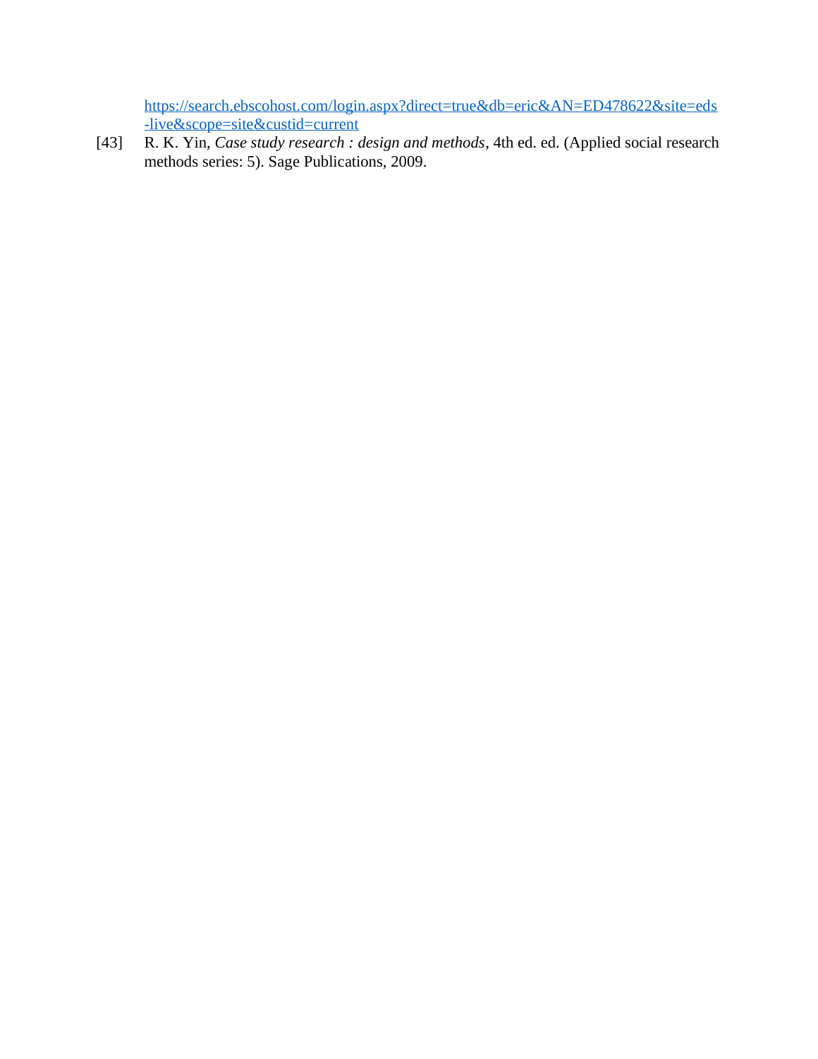https://search.ebscohost.com/login.aspx?direct=true&db=eric&AN=ED478622&site=eds-live&scope=site&custid=current

[43] R. K. Yin, *Case study research : design and methods*, 4th ed. ed. (Applied social research methods series: 5). Sage Publications, 2009.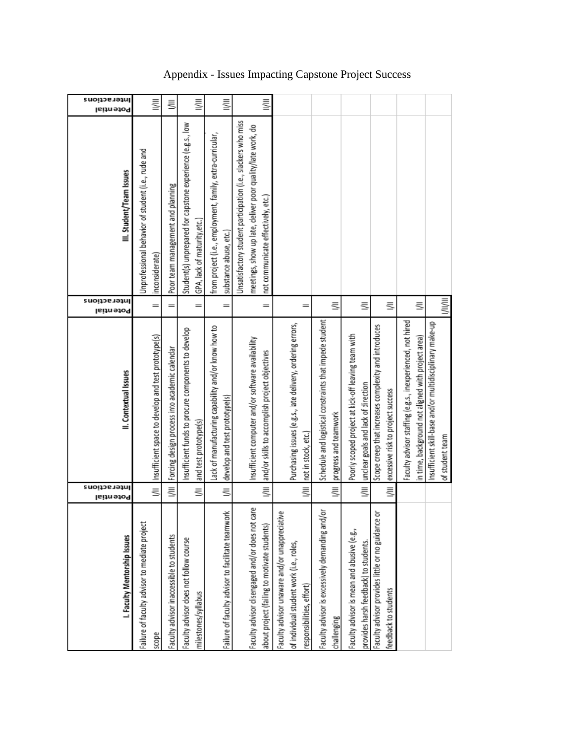# Appendix - Issues Impacting Capstone Project Success

| I. Faculty Mentorship Issues | Potential Interactions | II. Contextual Issues | Potential Interactions | III. Student/Team Issues | Potential Interactions |
|---|---|---|---|---|---|
| Failure of faculty advisor to mediate project scope | I/II | Insufficient space to develop and test prototype(s) | II | Unprofessional behavior of student (i.e., rude and inconsiderate) | II/III |
| Faculty advisor inaccessible to students | I/III | Forcing design process into academic calendar | II | Poor team management and planning | I/III |
| Faculty advisor does not follow course milestones/syllabus | I/II | Insufficient funds to procure components to develop and test prototype(s) | II | Student(s) unprepared for capstone experience (e.g.s., low GPA, lack of maturity,etc.) | II/III |
| Failure of faculty advisor to facilitate teamwork | I/II | Lack of manufacturing capability and/or know how to develop and test prototype(s) | II | from project (i.e., employment, family, extra-curricular, substance abuse, etc.) | II/III |
| Faculty advisor disengaged and/or does not care about project (failing to motivate students) | I/III | Insufficient computer and/or software availability and/or skills to accomplish project objectives | II | Unsatisfactory student participation (i.e., slackers who miss meetings, show up late, deliver poor quality/late work, do not communicate effectively, etc.) | II/III |
| Faculty advisor unaware and/or unappreciative of individual student work (i.e., roles, responsibilities, effort) | I/III | Purchasing issues (e.g.s., late delivery, ordering errors, not in stock, etc.) | II | | |
| Faculty advisor is excessively demanding and/or challenging | I/III | Schedule and logistical constraints that impede student progress and teamwork | I/II | | |
| Faculty advisor is mean and abusive (e.g., provides harsh feedback) to students. | I/III | Poorly scoped project at kick-off leaving team with unclear goals and lack of direction | I/II | | |
| Faculty advisor provides little or no guidance or feedback to students | I/III | Scope creep that increases complexity and introduces excessive risk to project success | I/II | | |
| | | Faculty advisor staffing (e.g.s., inexperienced, not hired in time, background not aligned with project area) | I/II | | |
| | | Insufficient skill-base and/or multidisciplinary make-up of student team | I/II/III | | |